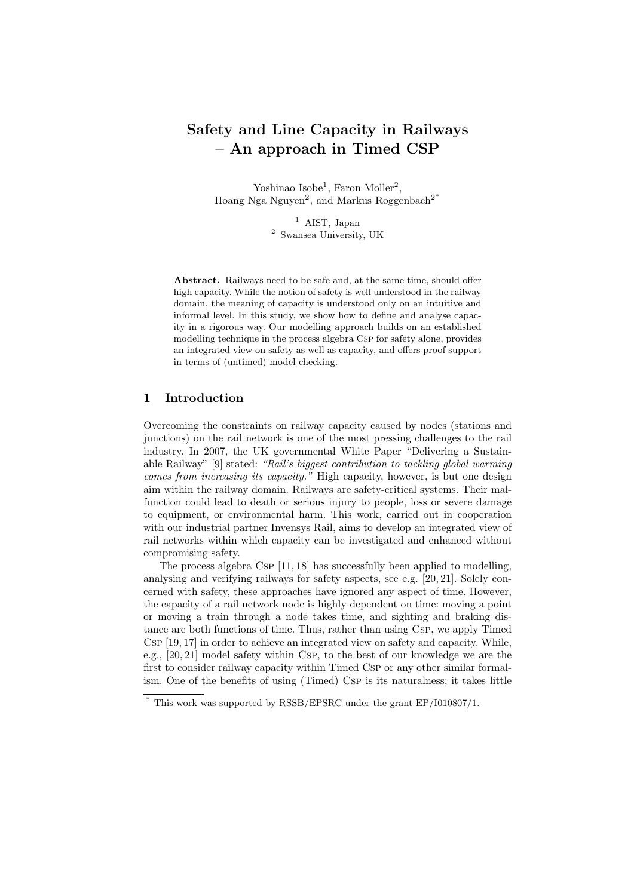# Safety and Line Capacity in Railways – An approach in Timed CSP

Yoshinao Isobe[1], Faron Moller[2], Hoang Nga Nguyen[2], and Markus Roggenbach[2*]

[1] AIST, Japan
[2] Swansea University, UK

**Abstract.** Railways need to be safe and, at the same time, should offer high capacity. While the notion of safety is well understood in the railway domain, the meaning of capacity is understood only on an intuitive and informal level. In this study, we show how to define and analyse capacity in a rigorous way. Our modelling approach builds on an established modelling technique in the process algebra Csp for safety alone, provides an integrated view on safety as well as capacity, and offers proof support in terms of (untimed) model checking.

## 1 Introduction

Overcoming the constraints on railway capacity caused by nodes (stations and junctions) on the rail network is one of the most pressing challenges to the rail industry. In 2007, the UK governmental White Paper "Delivering a Sustainable Railway" [9] stated: *"Rail's biggest contribution to tackling global warming comes from increasing its capacity."* High capacity, however, is but one design aim within the railway domain. Railways are safety-critical systems. Their malfunction could lead to death or serious injury to people, loss or severe damage to equipment, or environmental harm. This work, carried out in cooperation with our industrial partner Invensys Rail, aims to develop an integrated view of rail networks within which capacity can be investigated and enhanced without compromising safety.

The process algebra Csp [11, 18] has successfully been applied to modelling, analysing and verifying railways for safety aspects, see e.g. [20, 21]. Solely concerned with safety, these approaches have ignored any aspect of time. However, the capacity of a rail network node is highly dependent on time: moving a point or moving a train through a node takes time, and sighting and braking distance are both functions of time. Thus, rather than using Csp, we apply Timed Csp [19, 17] in order to achieve an integrated view on safety and capacity. While, e.g., [20, 21] model safety within Csp, to the best of our knowledge we are the first to consider railway capacity within Timed Csp or any other similar formalism. One of the benefits of using (Timed) Csp is its naturalness; it takes little

* This work was supported by RSSB/EPSRC under the grant EP/I010807/1.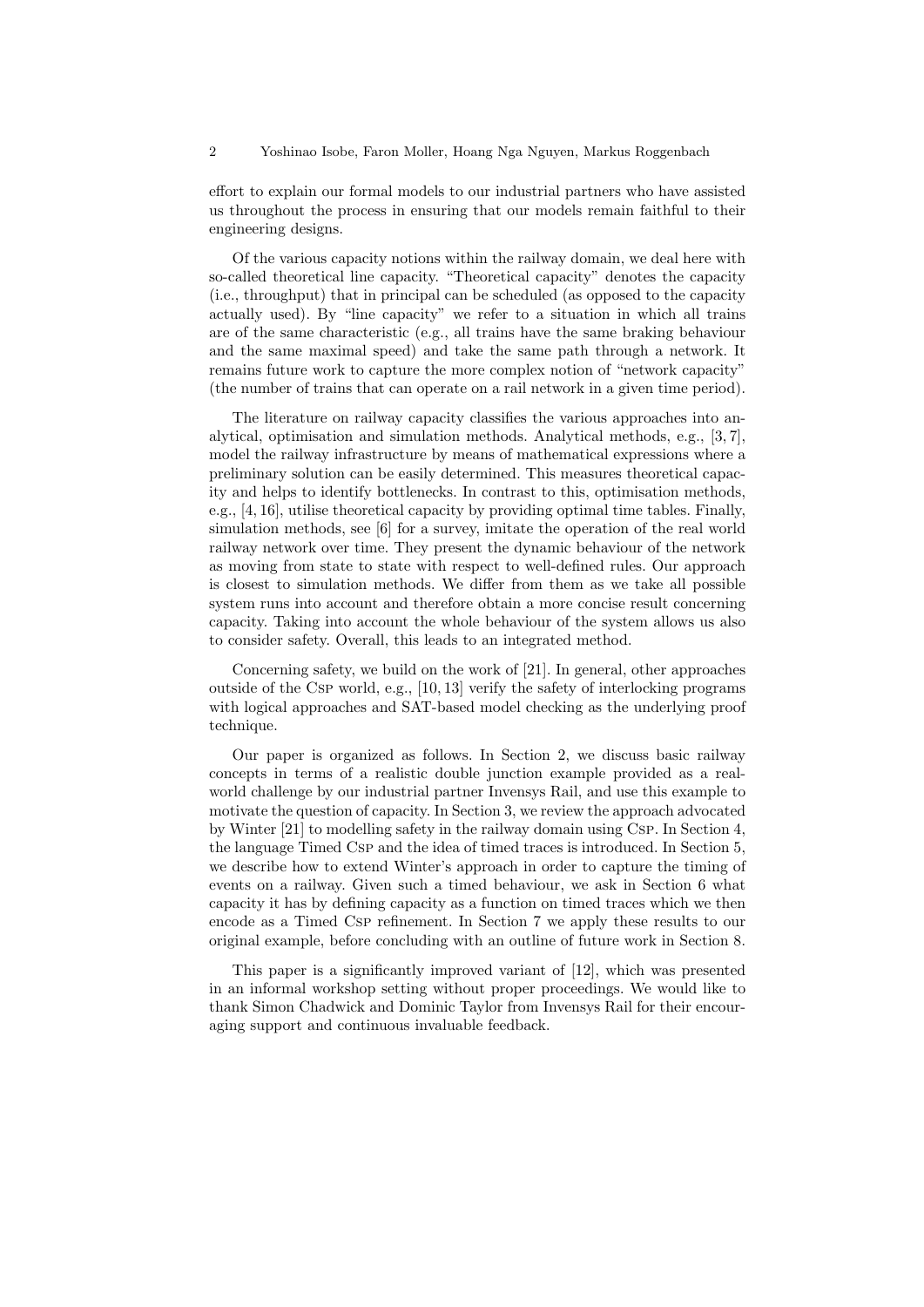effort to explain our formal models to our industrial partners who have assisted us throughout the process in ensuring that our models remain faithful to their engineering designs.

Of the various capacity notions within the railway domain, we deal here with so-called theoretical line capacity. "Theoretical capacity" denotes the capacity (i.e., throughput) that in principal can be scheduled (as opposed to the capacity actually used). By "line capacity" we refer to a situation in which all trains are of the same characteristic (e.g., all trains have the same braking behaviour and the same maximal speed) and take the same path through a network. It remains future work to capture the more complex notion of "network capacity" (the number of trains that can operate on a rail network in a given time period).

The literature on railway capacity classifies the various approaches into analytical, optimisation and simulation methods. Analytical methods, e.g., [3, 7], model the railway infrastructure by means of mathematical expressions where a preliminary solution can be easily determined. This measures theoretical capacity and helps to identify bottlenecks. In contrast to this, optimisation methods, e.g., [4, 16], utilise theoretical capacity by providing optimal time tables. Finally, simulation methods, see [6] for a survey, imitate the operation of the real world railway network over time. They present the dynamic behaviour of the network as moving from state to state with respect to well-defined rules. Our approach is closest to simulation methods. We differ from them as we take all possible system runs into account and therefore obtain a more concise result concerning capacity. Taking into account the whole behaviour of the system allows us also to consider safety. Overall, this leads to an integrated method.

Concerning safety, we build on the work of [21]. In general, other approaches outside of the Csp world, e.g., [10, 13] verify the safety of interlocking programs with logical approaches and SAT-based model checking as the underlying proof technique.

Our paper is organized as follows. In Section 2, we discuss basic railway concepts in terms of a realistic double junction example provided as a real-world challenge by our industrial partner Invensys Rail, and use this example to motivate the question of capacity. In Section 3, we review the approach advocated by Winter [21] to modelling safety in the railway domain using Csp. In Section 4, the language Timed Csp and the idea of timed traces is introduced. In Section 5, we describe how to extend Winter's approach in order to capture the timing of events on a railway. Given such a timed behaviour, we ask in Section 6 what capacity it has by defining capacity as a function on timed traces which we then encode as a Timed Csp refinement. In Section 7 we apply these results to our original example, before concluding with an outline of future work in Section 8.

This paper is a significantly improved variant of [12], which was presented in an informal workshop setting without proper proceedings. We would like to thank Simon Chadwick and Dominic Taylor from Invensys Rail for their encouraging support and continuous invaluable feedback.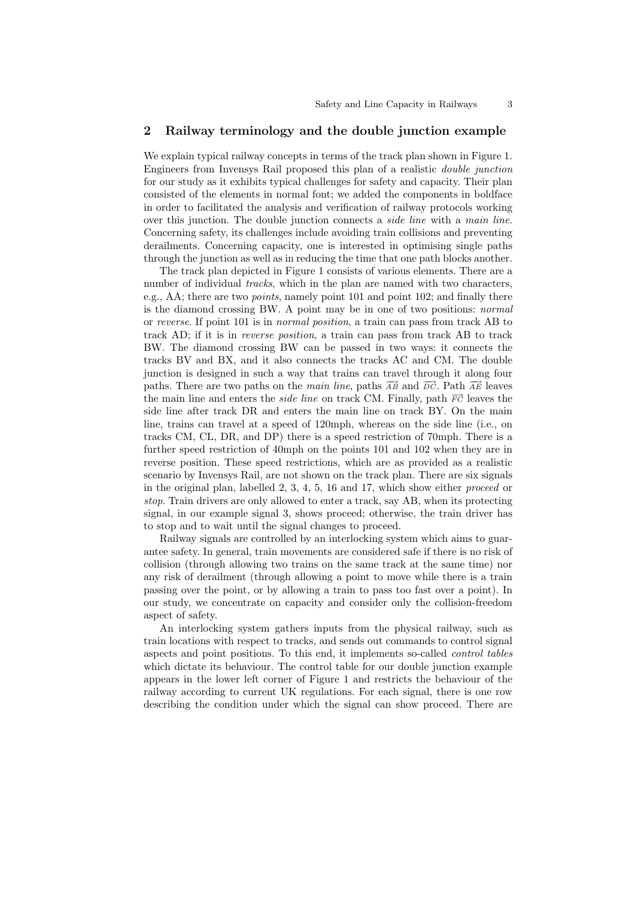## 2 Railway terminology and the double junction example

We explain typical railway concepts in terms of the track plan shown in Figure 1. Engineers from Invensys Rail proposed this plan of a realistic *double junction* for our study as it exhibits typical challenges for safety and capacity. Their plan consisted of the elements in normal font; we added the components in boldface in order to facilitated the analysis and verification of railway protocols working over this junction. The double junction connects a *side line* with a *main line*. Concerning safety, its challenges include avoiding train collisions and preventing derailments. Concerning capacity, one is interested in optimising single paths through the junction as well as in reducing the time that one path blocks another.

The track plan depicted in Figure 1 consists of various elements. There are a number of individual *tracks*, which in the plan are named with two characters, e.g., AA; there are two *points*, namely point 101 and point 102; and finally there is the diamond crossing BW. A point may be in one of two positions: *normal* or *reverse*. If point 101 is in *normal position*, a train can pass from track AB to track AD; if it is in *reverse position*, a train can pass from track AB to track BW. The diamond crossing BW can be passed in two ways: it connects the tracks BV and BX, and it also connects the tracks AC and CM. The double junction is designed in such a way that trains can travel through it along four paths. There are two paths on the *main line*, paths $\overrightarrow{AB}$ and $\overrightarrow{DC}$. Path $\overrightarrow{AE}$ leaves the main line and enters the *side line* on track CM. Finally, path $\overrightarrow{FC}$ leaves the side line after track DR and enters the main line on track BY. On the main line, trains can travel at a speed of 120mph, whereas on the side line (i.e., on tracks CM, CL, DR, and DP) there is a speed restriction of 70mph. There is a further speed restriction of 40mph on the points 101 and 102 when they are in reverse position. These speed restrictions, which are as provided as a realistic scenario by Invensys Rail, are not shown on the track plan. There are six signals in the original plan, labelled 2, 3, 4, 5, 16 and 17, which show either *proceed* or *stop*. Train drivers are only allowed to enter a track, say AB, when its protecting signal, in our example signal 3, shows proceed; otherwise, the train driver has to stop and to wait until the signal changes to proceed.

Railway signals are controlled by an interlocking system which aims to guarantee safety. In general, train movements are considered safe if there is no risk of collision (through allowing two trains on the same track at the same time) nor any risk of derailment (through allowing a point to move while there is a train passing over the point, or by allowing a train to pass too fast over a point). In our study, we concentrate on capacity and consider only the collision-freedom aspect of safety.

An interlocking system gathers inputs from the physical railway, such as train locations with respect to tracks, and sends out commands to control signal aspects and point positions. To this end, it implements so-called *control tables* which dictate its behaviour. The control table for our double junction example appears in the lower left corner of Figure 1 and restricts the behaviour of the railway according to current UK regulations. For each signal, there is one row describing the condition under which the signal can show proceed. There are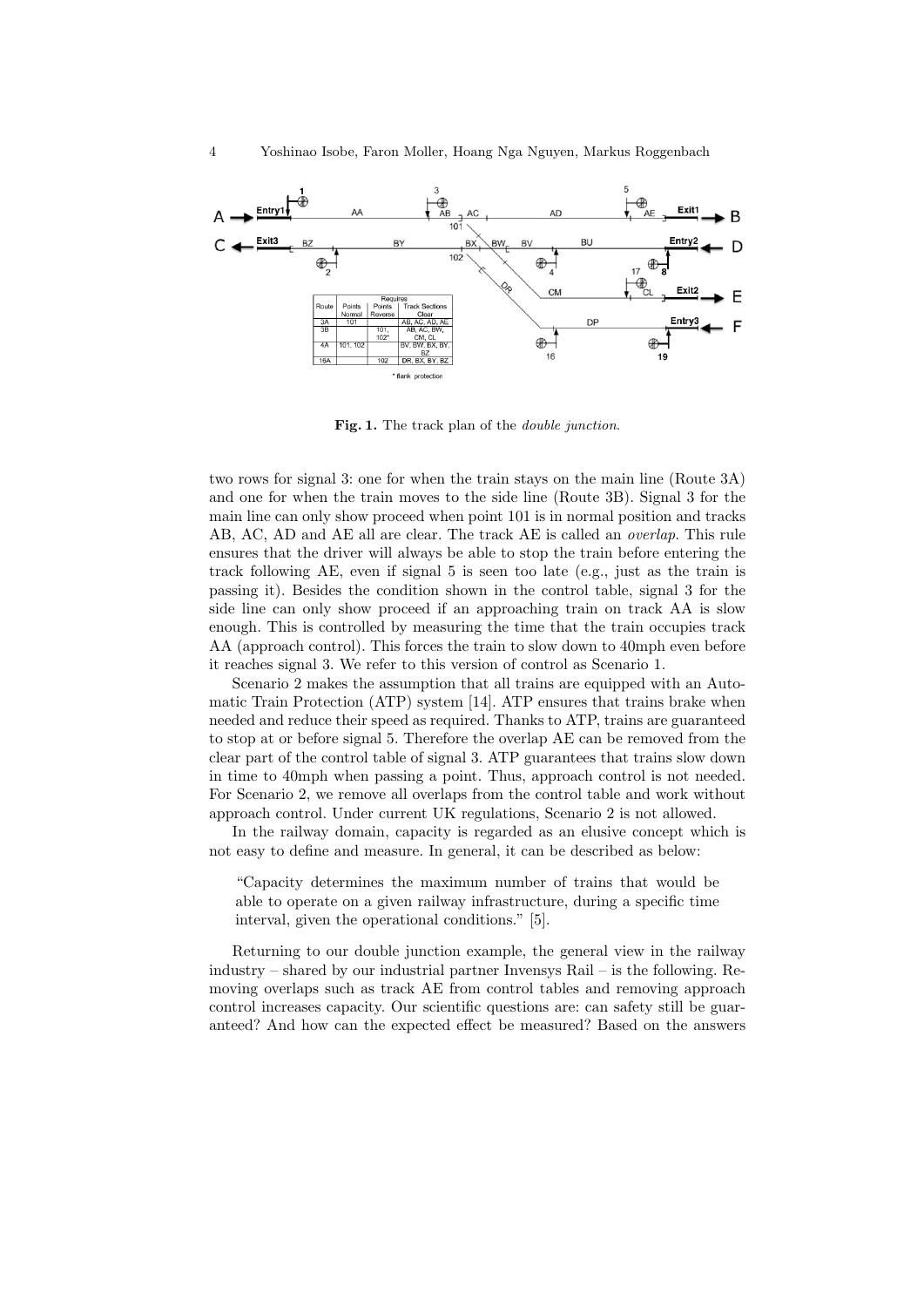| Route | Requires | | |
|---|---|---|---|
| | Points Normal | Points Reverse | Track Sections Clear |
| 3A | 101 | | AB, AC, AD, AE |
| 3B | | 101, 102* | AB, AC, BW, CM, CL |
| 4A | 101, 102 | | BV, BW, BX, BY, BZ |
| 16A | | 102 | DR, BX, BY, BZ |

* flank protection

**Fig. 1.** The track plan of the *double junction*.

two rows for signal 3: one for when the train stays on the main line (Route 3A) and one for when the train moves to the side line (Route 3B). Signal 3 for the main line can only show proceed when point 101 is in normal position and tracks AB, AC, AD and AE all are clear. The track AE is called an *overlap*. This rule ensures that the driver will always be able to stop the train before entering the track following AE, even if signal 5 is seen too late (e.g., just as the train is passing it). Besides the condition shown in the control table, signal 3 for the side line can only show proceed if an approaching train on track AA is slow enough. This is controlled by measuring the time that the train occupies track AA (approach control). This forces the train to slow down to 40mph even before it reaches signal 3. We refer to this version of control as Scenario 1.

Scenario 2 makes the assumption that all trains are equipped with an Automatic Train Protection (ATP) system [14]. ATP ensures that trains brake when needed and reduce their speed as required. Thanks to ATP, trains are guaranteed to stop at or before signal 5. Therefore the overlap AE can be removed from the clear part of the control table of signal 3. ATP guarantees that trains slow down in time to 40mph when passing a point. Thus, approach control is not needed. For Scenario 2, we remove all overlaps from the control table and work without approach control. Under current UK regulations, Scenario 2 is not allowed.

In the railway domain, capacity is regarded as an elusive concept which is not easy to define and measure. In general, it can be described as below:

> "Capacity determines the maximum number of trains that would be able to operate on a given railway infrastructure, during a specific time interval, given the operational conditions." [5].

Returning to our double junction example, the general view in the railway industry – shared by our industrial partner Invensys Rail – is the following. Removing overlaps such as track AE from control tables and removing approach control increases capacity. Our scientific questions are: can safety still be guaranteed? And how can the expected effect be measured? Based on the answers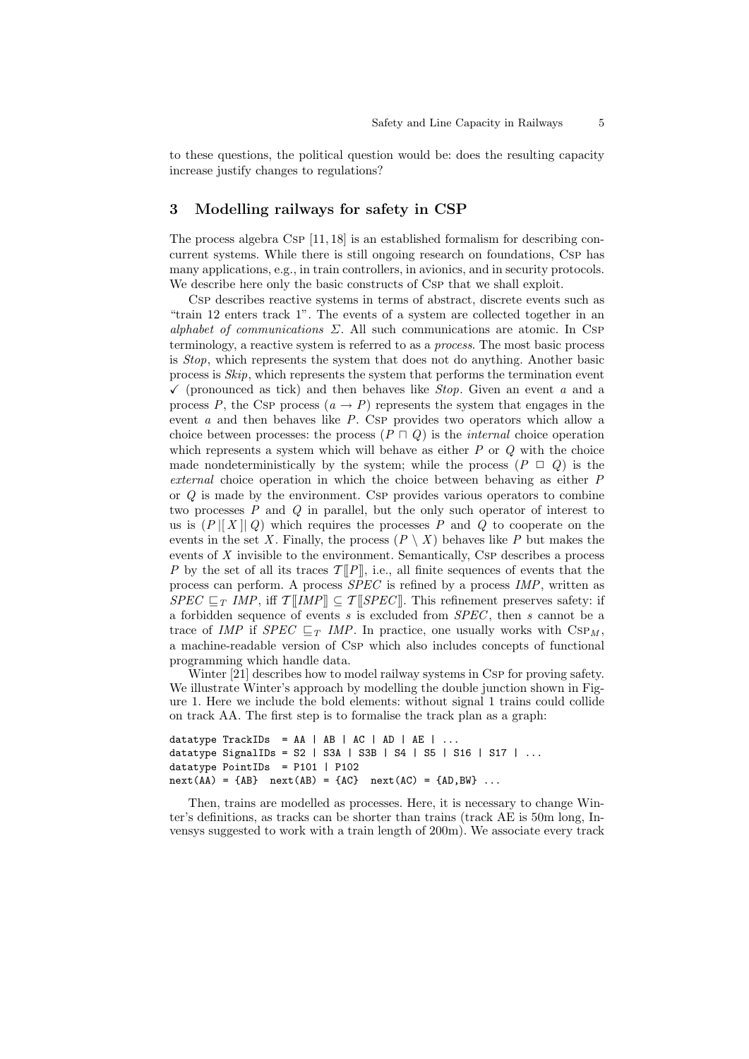to these questions, the political question would be: does the resulting capacity increase justify changes to regulations?

## 3 Modelling railways for safety in CSP

The process algebra CSP [11, 18] is an established formalism for describing concurrent systems. While there is still ongoing research on foundations, CSP has many applications, e.g., in train controllers, in avionics, and in security protocols. We describe here only the basic constructs of CSP that we shall exploit.

CSP describes reactive systems in terms of abstract, discrete events such as "train 12 enters track 1". The events of a system are collected together in an *alphabet of communications* $\Sigma$. All such communications are atomic. In CSP terminology, a reactive system is referred to as a *process*. The most basic process is *Stop*, which represents the system that does not do anything. Another basic process is *Skip*, which represents the system that performs the termination event $\checkmark$ (pronounced as tick) and then behaves like *Stop*. Given an event $a$ and a process $P$, the CSP process $(a \rightarrow P)$ represents the system that engages in the event $a$ and then behaves like $P$. CSP provides two operators which allow a choice between processes: the process $(P \sqcap Q)$ is the *internal* choice operation which represents a system which will behave as either $P$ or $Q$ with the choice made nondeterministically by the system; while the process $(P \;\Box\; Q)$ is the *external* choice operation in which the choice between behaving as either $P$ or $Q$ is made by the environment. CSP provides various operators to combine two processes $P$ and $Q$ in parallel, but the only such operator of interest to us is $(P \,|[\, X \,]|\, Q)$ which requires the processes $P$ and $Q$ to cooperate on the events in the set $X$. Finally, the process $(P \setminus X)$ behaves like $P$ but makes the events of $X$ invisible to the environment. Semantically, CSP describes a process $P$ by the set of all its traces $\mathcal{T}[\![P]\!]$, i.e., all finite sequences of events that the process can perform. A process *SPEC* is refined by a process *IMP*, written as $SPEC \sqsubseteq_T IMP$, iff $\mathcal{T}[\![IMP]\!] \subseteq \mathcal{T}[\![SPEC]\!]$. This refinement preserves safety: if a forbidden sequence of events $s$ is excluded from *SPEC*, then $s$ cannot be a trace of *IMP* if $SPEC \sqsubseteq_T IMP$. In practice, one usually works with $\text{CSP}_M$, a machine-readable version of CSP which also includes concepts of functional programming which handle data.

Winter [21] describes how to model railway systems in CSP for proving safety. We illustrate Winter's approach by modelling the double junction shown in Figure 1. Here we include the bold elements: without signal 1 trains could collide on track AA. The first step is to formalise the track plan as a graph:

```
datatype TrackIDs  = AA | AB | AC | AD | AE | ...
datatype SignalIDs = S2 | S3A | S3B | S4 | S5 | S16 | S17 | ...
datatype PointIDs  = P101 | P102
next(AA) = {AB}  next(AB) = {AC}  next(AC) = {AD,BW} ...
```

Then, trains are modelled as processes. Here, it is necessary to change Winter's definitions, as tracks can be shorter than trains (track AE is 50m long, Invensys suggested to work with a train length of 200m). We associate every track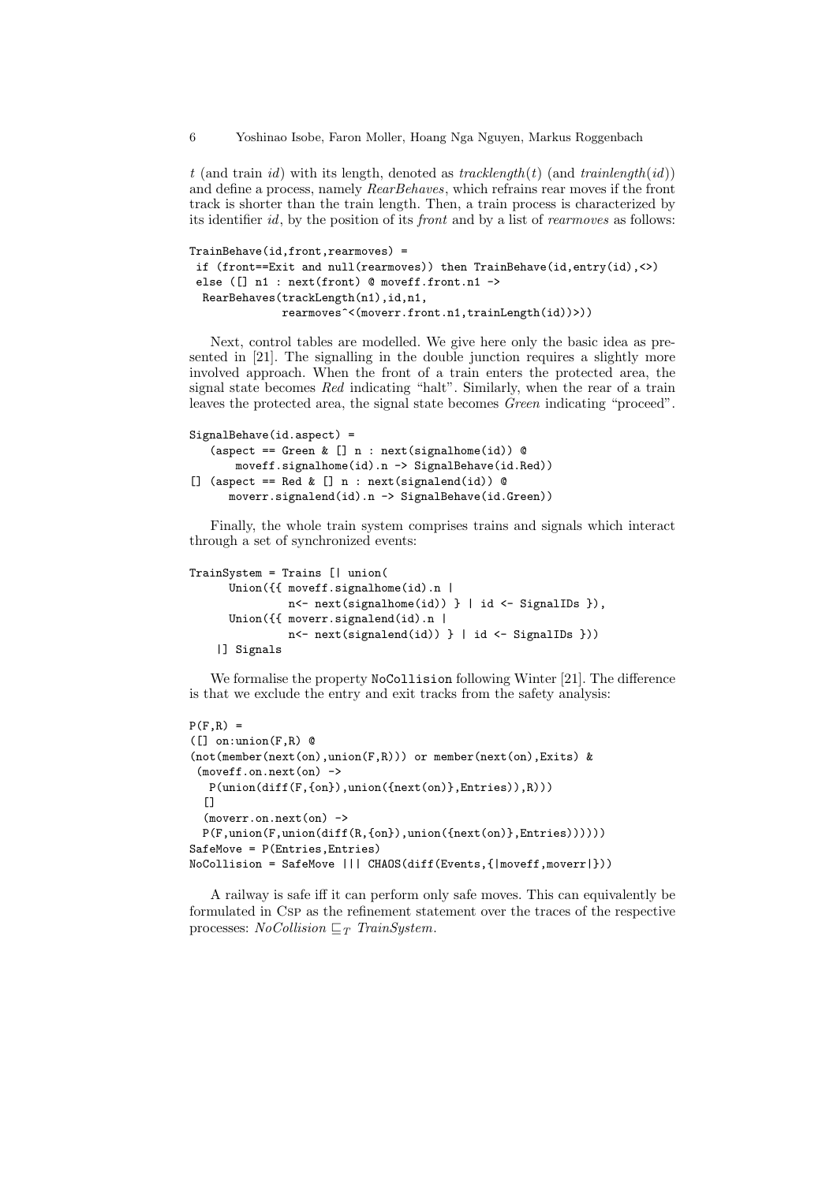$t$ (and train $id$) with its length, denoted as $tracklength(t)$ (and $trainlength(id)$) and define a process, namely *RearBehaves*, which refrains rear moves if the front track is shorter than the train length. Then, a train process is characterized by its identifier $id$, by the position of its *front* and by a list of *rearmoves* as follows:

```
TrainBehave(id,front,rearmoves) =
 if (front==Exit and null(rearmoves)) then TrainBehave(id,entry(id),<>)
 else ([] n1 : next(front) @ moveff.front.n1 ->
  RearBehaves(trackLength(n1),id,n1,
             rearmoves^<(moverr.front.n1,trainLength(id))>))
```

Next, control tables are modelled. We give here only the basic idea as presented in [21]. The signalling in the double junction requires a slightly more involved approach. When the front of a train enters the protected area, the signal state becomes *Red* indicating "halt". Similarly, when the rear of a train leaves the protected area, the signal state becomes *Green* indicating "proceed".

```
SignalBehave(id.aspect) =
   (aspect == Green & [] n : next(signalhome(id)) @
       moveff.signalhome(id).n -> SignalBehave(id.Red))
[] (aspect == Red & [] n : next(signalend(id)) @
      moverr.signalend(id).n -> SignalBehave(id.Green))
```

Finally, the whole train system comprises trains and signals which interact through a set of synchronized events:

```
TrainSystem = Trains [| union(
      Union({{ moveff.signalhome(id).n |
               n<- next(signalhome(id)) } | id <- SignalIDs }),
      Union({{ moverr.signalend(id).n |
               n<- next(signalend(id)) } | id <- SignalIDs }))
    |] Signals
```

We formalise the property `NoCollision` following Winter [21]. The difference is that we exclude the entry and exit tracks from the safety analysis:

```
P(F,R) =
([] on:union(F,R) @
(not(member(next(on),union(F,R))) or member(next(on),Exits) &
 (moveff.on.next(on) ->
   P(union(diff(F,{on}),union({next(on)},Entries)),R)))
  []
  (moverr.on.next(on) ->
  P(F,union(F,union(diff(R,{on}),union({next(on)},Entries))))))
SafeMove = P(Entries,Entries)
NoCollision = SafeMove ||| CHAOS(diff(Events,{|moveff,moverr|}))
```

A railway is safe iff it can perform only safe moves. This can equivalently be formulated in Csp as the refinement statement over the traces of the respective processes: $NoCollision \sqsubseteq_T TrainSystem$.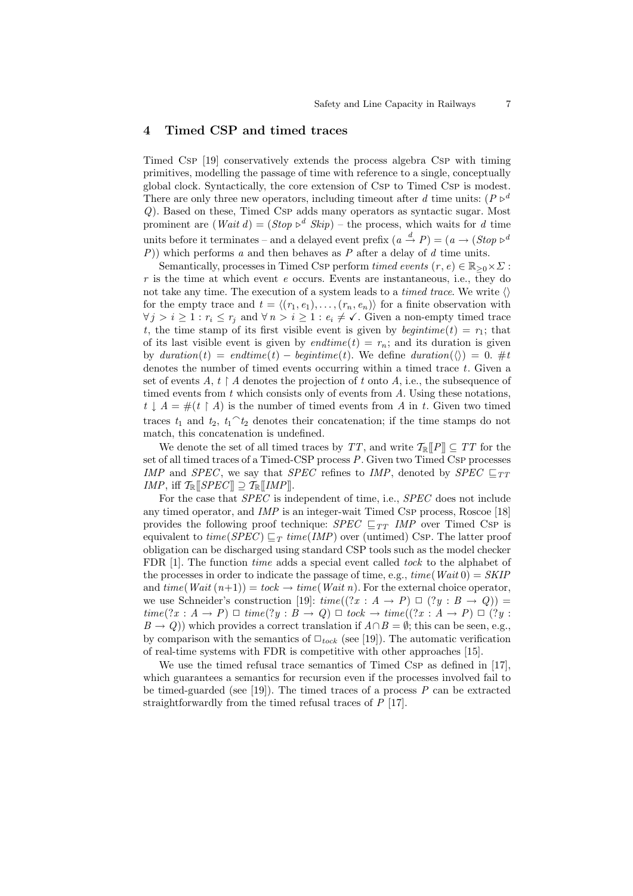## 4 Timed CSP and timed traces

Timed Csp [19] conservatively extends the process algebra Csp with timing primitives, modelling the passage of time with reference to a single, conceptually global clock. Syntactically, the core extension of Csp to Timed Csp is modest. There are only three new operators, including timeout after $d$ time units: $(P \triangleright^d Q)$. Based on these, Timed Csp adds many operators as syntactic sugar. Most prominent are $(\mathit{Wait}\ d) = (\mathit{Stop} \triangleright^d \mathit{Skip})$ – the process, which waits for $d$ time units before it terminates – and a delayed event prefix $(a \xrightarrow{d} P) = (a \rightarrow (\mathit{Stop} \triangleright^d P))$ which performs $a$ and then behaves as $P$ after a delay of $d$ time units.

Semantically, processes in Timed Csp perform *timed events* $(r, e) \in \mathbb{R}_{\geq 0} \times \Sigma$ : $r$ is the time at which event $e$ occurs. Events are instantaneous, i.e., they do not take any time. The execution of a system leads to a *timed trace*. We write $\langle\rangle$ for the empty trace and $t = \langle (r_1, e_1), \ldots, (r_n, e_n) \rangle$ for a finite observation with $\forall\, j > i \geq 1 : r_i \leq r_j$ and $\forall\, n > i \geq 1 : e_i \neq \checkmark$. Given a non-empty timed trace $t$, the time stamp of its first visible event is given by $\mathit{begintime}(t) = r_1$; that of its last visible event is given by $\mathit{endtime}(t) = r_n$; and its duration is given by $\mathit{duration}(t) = \mathit{endtime}(t) - \mathit{begintime}(t)$. We define $\mathit{duration}(\langle\rangle) = 0$. $\#t$ denotes the number of timed events occurring within a timed trace $t$. Given a set of events $A$, $t \upharpoonright A$ denotes the projection of $t$ onto $A$, i.e., the subsequence of timed events from $t$ which consists only of events from $A$. Using these notations, $t \downarrow A = \#(t \upharpoonright A)$ is the number of timed events from $A$ in $t$. Given two timed traces $t_1$ and $t_2$, $t_1 {}^\frown t_2$ denotes their concatenation; if the time stamps do not match, this concatenation is undefined.

We denote the set of all timed traces by $TT$, and write $\mathcal{T}_{\mathbb{R}}[\![P]\!] \subseteq TT$ for the set of all timed traces of a Timed-CSP process $P$. Given two Timed Csp processes $\mathit{IMP}$ and $\mathit{SPEC}$, we say that $\mathit{SPEC}$ refines to $\mathit{IMP}$, denoted by $\mathit{SPEC} \sqsubseteq_{TT} \mathit{IMP}$, iff $\mathcal{T}_{\mathbb{R}}[\![\mathit{SPEC}]\!] \supseteq \mathcal{T}_{\mathbb{R}}[\![\mathit{IMP}]\!]$.

For the case that $\mathit{SPEC}$ is independent of time, i.e., $\mathit{SPEC}$ does not include any timed operator, and $\mathit{IMP}$ is an integer-wait Timed Csp process, Roscoe [18] provides the following proof technique: $\mathit{SPEC} \sqsubseteq_{TT} \mathit{IMP}$ over Timed Csp is equivalent to $\mathit{time}(\mathit{SPEC}) \sqsubseteq_{T} \mathit{time}(\mathit{IMP})$ over (untimed) Csp. The latter proof obligation can be discharged using standard CSP tools such as the model checker FDR [1]. The function $\mathit{time}$ adds a special event called $\mathit{tock}$ to the alphabet of the processes in order to indicate the passage of time, e.g., $\mathit{time}(\mathit{Wait}\ 0) = \mathit{SKIP}$ and $\mathit{time}(\mathit{Wait}\ (n{+}1)) = \mathit{tock} \rightarrow \mathit{time}(\mathit{Wait}\ n)$. For the external choice operator, we use Schneider's construction [19]: $\mathit{time}((?x : A \rightarrow P) \mathbin{\Box} (?y : B \rightarrow Q)) = \mathit{time}(?x : A \rightarrow P) \mathbin{\Box} \mathit{time}(?y : B \rightarrow Q) \mathbin{\Box} \mathit{tock} \rightarrow \mathit{time}((?x : A \rightarrow P) \mathbin{\Box} (?y : B \rightarrow Q))$ which provides a correct translation if $A \cap B = \emptyset$; this can be seen, e.g., by comparison with the semantics of $\Box_{tock}$ (see [19]). The automatic verification of real-time systems with FDR is competitive with other approaches [15].

We use the timed refusal trace semantics of Timed Csp as defined in [17], which guarantees a semantics for recursion even if the processes involved fail to be timed-guarded (see [19]). The timed traces of a process $P$ can be extracted straightforwardly from the timed refusal traces of $P$ [17].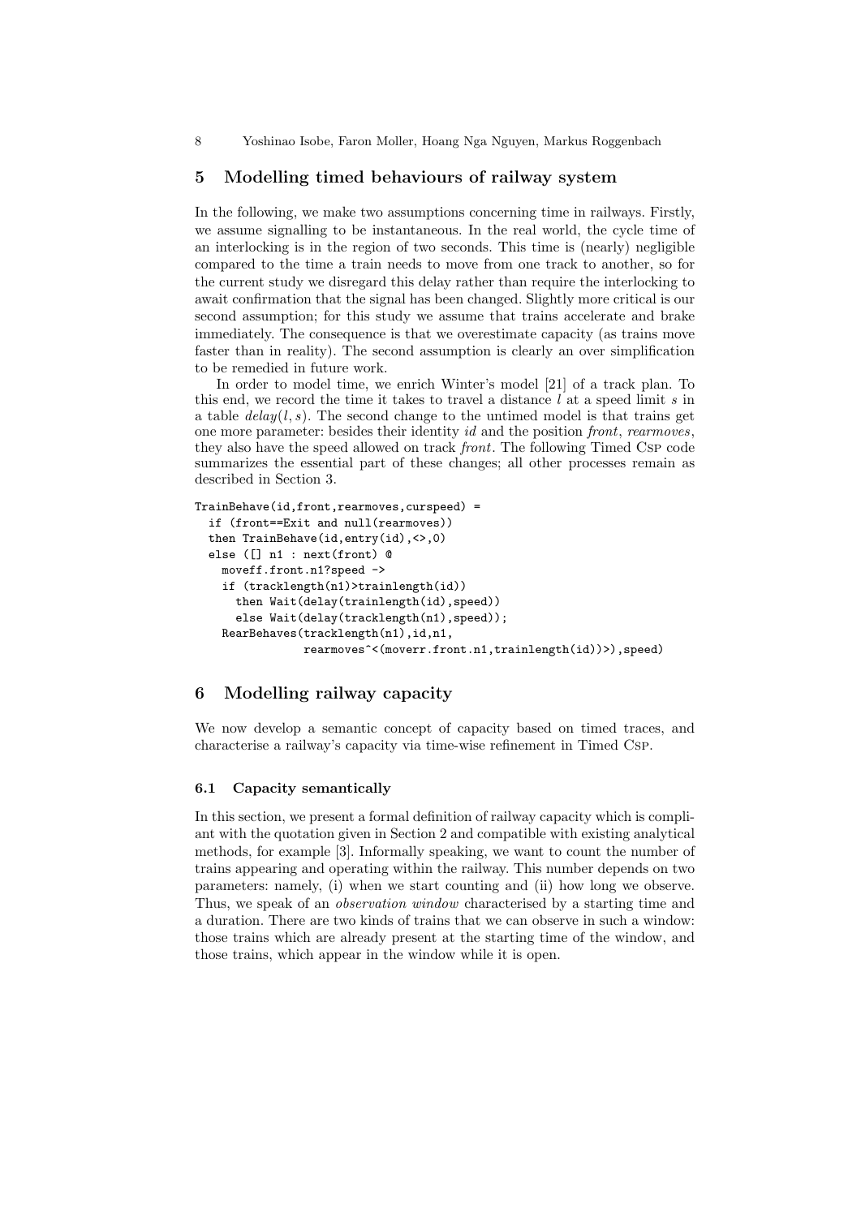## 5 Modelling timed behaviours of railway system

In the following, we make two assumptions concerning time in railways. Firstly, we assume signalling to be instantaneous. In the real world, the cycle time of an interlocking is in the region of two seconds. This time is (nearly) negligible compared to the time a train needs to move from one track to another, so for the current study we disregard this delay rather than require the interlocking to await confirmation that the signal has been changed. Slightly more critical is our second assumption; for this study we assume that trains accelerate and brake immediately. The consequence is that we overestimate capacity (as trains move faster than in reality). The second assumption is clearly an over simplification to be remedied in future work.

In order to model time, we enrich Winter's model [21] of a track plan. To this end, we record the time it takes to travel a distance $l$ at a speed limit $s$ in a table $delay(l, s)$. The second change to the untimed model is that trains get one more parameter: besides their identity *id* and the position *front*, *rearmoves*, they also have the speed allowed on track *front*. The following Timed CSP code summarizes the essential part of these changes; all other processes remain as described in Section 3.

```
TrainBehave(id,front,rearmoves,curspeed) =
  if (front==Exit and null(rearmoves))
  then TrainBehave(id,entry(id),<>,0)
  else ([] n1 : next(front) @
    moveff.front.n1?speed ->
    if (tracklength(n1)>trainlength(id))
      then Wait(delay(trainlength(id),speed))
      else Wait(delay(tracklength(n1),speed));
    RearBehaves(tracklength(n1),id,n1,
              rearmoves^<(moverr.front.n1,trainlength(id))>),speed)
```

## 6 Modelling railway capacity

We now develop a semantic concept of capacity based on timed traces, and characterise a railway's capacity via time-wise refinement in Timed CSP.

### 6.1 Capacity semantically

In this section, we present a formal definition of railway capacity which is compliant with the quotation given in Section 2 and compatible with existing analytical methods, for example [3]. Informally speaking, we want to count the number of trains appearing and operating within the railway. This number depends on two parameters: namely, (i) when we start counting and (ii) how long we observe. Thus, we speak of an *observation window* characterised by a starting time and a duration. There are two kinds of trains that we can observe in such a window: those trains which are already present at the starting time of the window, and those trains, which appear in the window while it is open.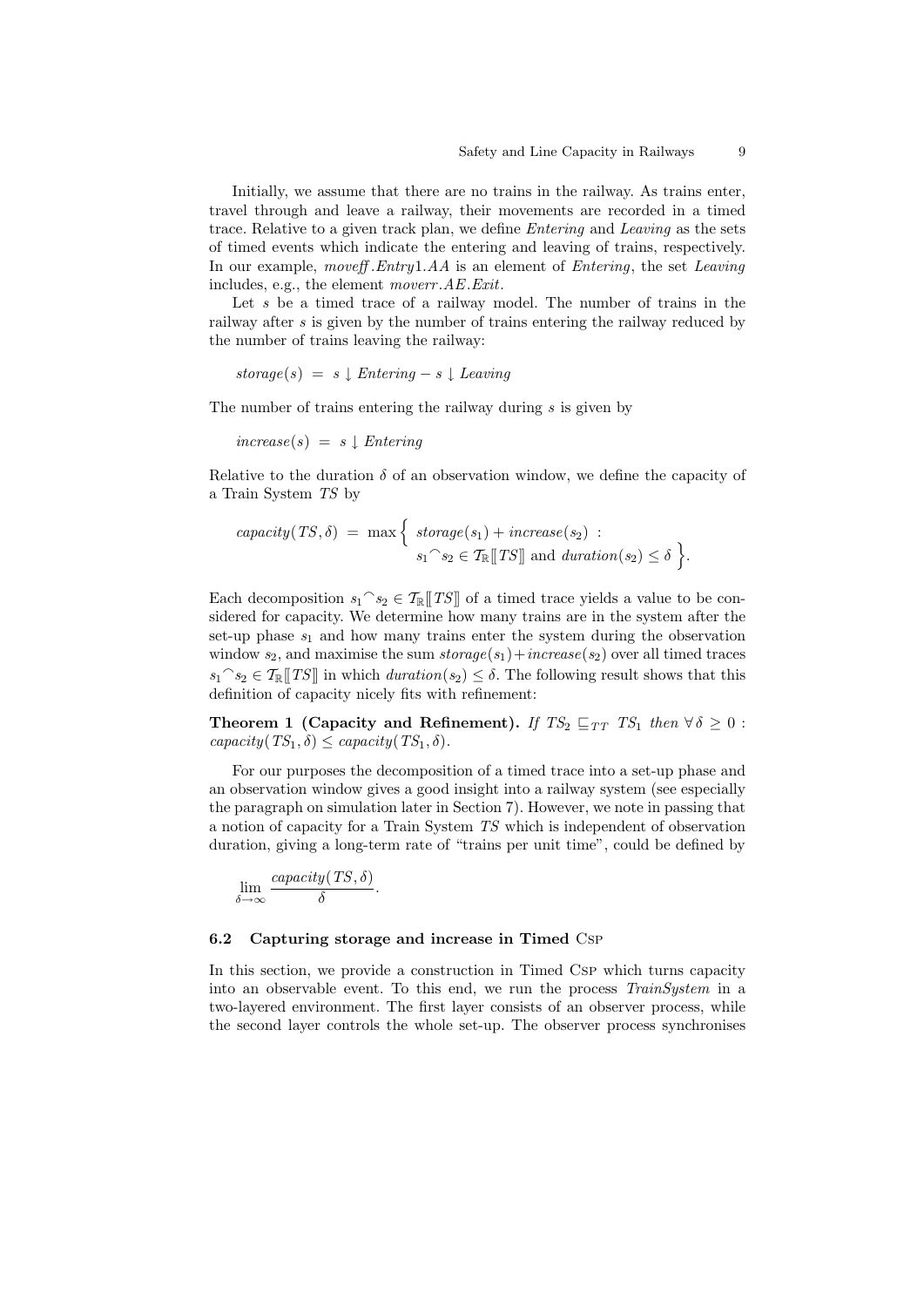Initially, we assume that there are no trains in the railway. As trains enter, travel through and leave a railway, their movements are recorded in a timed trace. Relative to a given track plan, we define *Entering* and *Leaving* as the sets of timed events which indicate the entering and leaving of trains, respectively. In our example, *moveff.Entry1.AA* is an element of *Entering*, the set *Leaving* includes, e.g., the element *moverr.AE.Exit*.

Let $s$ be a timed trace of a railway model. The number of trains in the railway after $s$ is given by the number of trains entering the railway reduced by the number of trains leaving the railway:

$$storage(s) \;=\; s \downarrow Entering - s \downarrow Leaving$$

The number of trains entering the railway during $s$ is given by

$$increase(s) \;=\; s \downarrow Entering$$

Relative to the duration $\delta$ of an observation window, we define the capacity of a Train System $TS$ by

$$capacity(TS, \delta) \;=\; \max \Big\{ \; storage(s_1) + increase(s_2) \; : \; s_1 {}^\frown s_2 \in \mathcal{T}_{\mathbb{R}}[\![ TS ]\!] \text{ and } duration(s_2) \leq \delta \; \Big\}.$$

Each decomposition $s_1 {}^\frown s_2 \in \mathcal{T}_{\mathbb{R}}[\![ TS ]\!]$ of a timed trace yields a value to be considered for capacity. We determine how many trains are in the system after the set-up phase $s_1$ and how many trains enter the system during the observation window $s_2$, and maximise the sum $storage(s_1) + increase(s_2)$ over all timed traces $s_1 {}^\frown s_2 \in \mathcal{T}_{\mathbb{R}}[\![ TS ]\!]$ in which $duration(s_2) \leq \delta$. The following result shows that this definition of capacity nicely fits with refinement:

**Theorem 1 (Capacity and Refinement).** *If* $TS_2 \sqsubseteq_{TT} TS_1$ *then* $\forall\, \delta \geq 0$ : $capacity(TS_1, \delta) \leq capacity(TS_1, \delta)$.

For our purposes the decomposition of a timed trace into a set-up phase and an observation window gives a good insight into a railway system (see especially the paragraph on simulation later in Section 7). However, we note in passing that a notion of capacity for a Train System $TS$ which is independent of observation duration, giving a long-term rate of "trains per unit time", could be defined by

$$\lim_{\delta \to \infty} \frac{capacity(TS, \delta)}{\delta}.$$

### 6.2 Capturing storage and increase in Timed Csp

In this section, we provide a construction in Timed Csp which turns capacity into an observable event. To this end, we run the process *TrainSystem* in a two-layered environment. The first layer consists of an observer process, while the second layer controls the whole set-up. The observer process synchronises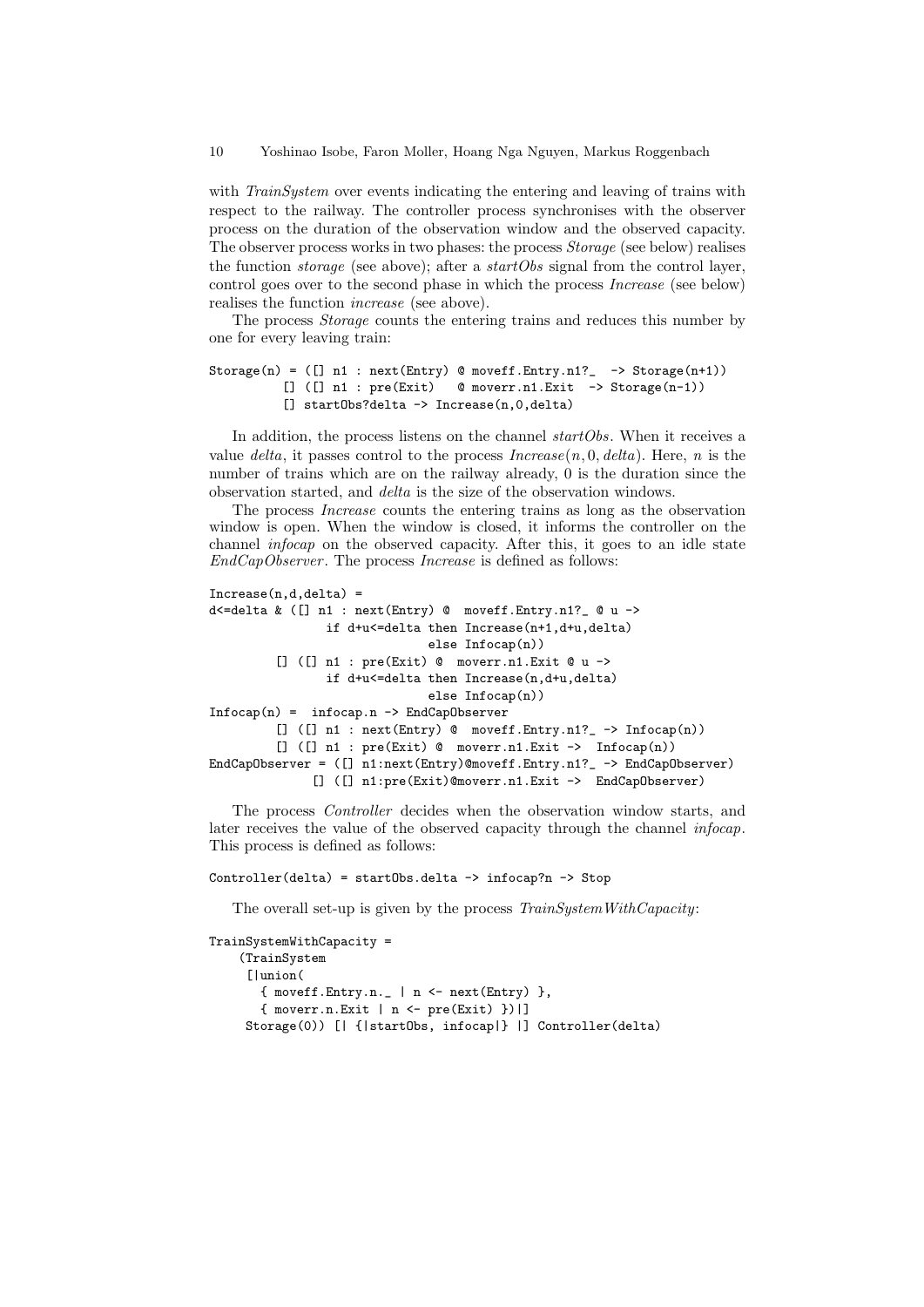with *TrainSystem* over events indicating the entering and leaving of trains with respect to the railway. The controller process synchronises with the observer process on the duration of the observation window and the observed capacity. The observer process works in two phases: the process *Storage* (see below) realises the function *storage* (see above); after a *startObs* signal from the control layer, control goes over to the second phase in which the process *Increase* (see below) realises the function *increase* (see above).

The process *Storage* counts the entering trains and reduces this number by one for every leaving train:

```
Storage(n) = ([] n1 : next(Entry) @ moveff.Entry.n1?_  -> Storage(n+1))
          [] ([] n1 : pre(Exit)   @ moverr.n1.Exit  -> Storage(n-1))
          [] startObs?delta -> Increase(n,0,delta)
```

In addition, the process listens on the channel *startObs*. When it receives a value *delta*, it passes control to the process *Increase*$(n, 0, delta)$. Here, $n$ is the number of trains which are on the railway already, 0 is the duration since the observation started, and *delta* is the size of the observation windows.

The process *Increase* counts the entering trains as long as the observation window is open. When the window is closed, it informs the controller on the channel *infocap* on the observed capacity. After this, it goes to an idle state *EndCapObserver*. The process *Increase* is defined as follows:

```
Increase(n,d,delta) =
d<=delta & ([] n1 : next(Entry) @  moveff.Entry.n1?_ @ u ->
                 if d+u<=delta then Increase(n+1,d+u,delta)
                               else Infocap(n))
         [] ([] n1 : pre(Exit) @  moverr.n1.Exit @ u ->
                 if d+u<=delta then Increase(n,d+u,delta)
                               else Infocap(n))
Infocap(n) =  infocap.n -> EndCapObserver
         [] ([] n1 : next(Entry) @  moveff.Entry.n1?_ -> Infocap(n))
         [] ([] n1 : pre(Exit) @  moverr.n1.Exit ->  Infocap(n))
EndCapObserver = ([] n1:next(Entry)@moveff.Entry.n1?_ -> EndCapObserver)
              [] ([] n1:pre(Exit)@moverr.n1.Exit ->  EndCapObserver)
```

The process *Controller* decides when the observation window starts, and later receives the value of the observed capacity through the channel *infocap*. This process is defined as follows:

```
Controller(delta) = startObs.delta -> infocap?n -> Stop
```

The overall set-up is given by the process *TrainSystemWithCapacity*:

```
TrainSystemWithCapacity =
    (TrainSystem
     [|union(
       { moveff.Entry.n._ | n <- next(Entry) },
       { moverr.n.Exit | n <- pre(Exit) })|]
     Storage(0)) [| {|startObs, infocap|} |] Controller(delta)
```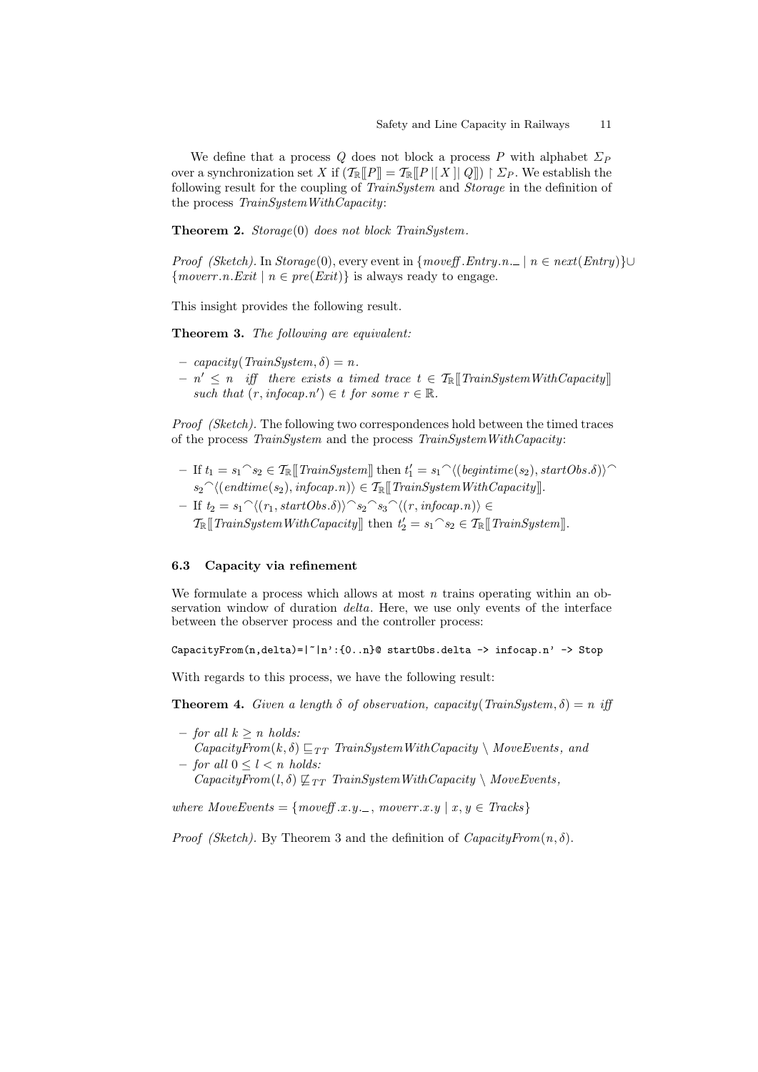We define that a process $Q$ does not block a process $P$ with alphabet $\Sigma_P$ over a synchronization set $X$ if $(\mathcal{T}_{\mathbb{R}}[\![P]\!] = \mathcal{T}_{\mathbb{R}}[\![P \,|[\, X \,]|\, Q]\!]) \upharpoonright \Sigma_P$. We establish the following result for the coupling of *TrainSystem* and *Storage* in the definition of the process *TrainSystemWithCapacity*:

**Theorem 2.** *Storage*(0) *does not block TrainSystem.*

*Proof (Sketch).* In *Storage*(0), every event in $\{moveff.Entry.n.\_ \mid n \in next(Entry)\} \cup \{moverr.n.Exit \mid n \in pre(Exit)\}$ is always ready to engage.

This insight provides the following result.

**Theorem 3.** *The following are equivalent:*

- $capacity(TrainSystem, \delta) = n$.
- $n' \leq n$ *iff there exists a timed trace* $t \in \mathcal{T}_{\mathbb{R}}[\![TrainSystemWithCapacity]\!]$ *such that* $(r, infocap.n') \in t$ *for some* $r \in \mathbb{R}$.

*Proof (Sketch).* The following two correspondences hold between the timed traces of the process *TrainSystem* and the process *TrainSystemWithCapacity*:

- If $t_1 = s_1 {}^\frown s_2 \in \mathcal{T}_{\mathbb{R}}[\![TrainSystem]\!]$ then $t_1' = s_1 {}^\frown \langle (begintime(s_2), startObs.\delta) \rangle {}^\frown s_2 {}^\frown \langle (endtime(s_2), infocap.n) \rangle \in \mathcal{T}_{\mathbb{R}}[\![TrainSystemWithCapacity]\!]$.
- If $t_2 = s_1 {}^\frown \langle (r_1, startObs.\delta) \rangle {}^\frown s_2 {}^\frown s_3 {}^\frown \langle (r, infocap.n) \rangle \in \mathcal{T}_{\mathbb{R}}[\![TrainSystemWithCapacity]\!]$ then $t_2' = s_1 {}^\frown s_2 \in \mathcal{T}_{\mathbb{R}}[\![TrainSystem]\!]$.

### 6.3 Capacity via refinement

We formulate a process which allows at most $n$ trains operating within an observation window of duration *delta*. Here, we use only events of the interface between the observer process and the controller process:

```
CapacityFrom(n,delta)=|~|n':{0..n}@ startObs.delta -> infocap.n' -> Stop
```

With regards to this process, we have the following result:

**Theorem 4.** *Given a length* $\delta$ *of observation,* $capacity(TrainSystem, \delta) = n$ *iff*

- *for all* $k \geq n$ *holds:*
  $CapacityFrom(k, \delta) \sqsubseteq_{TT} TrainSystemWithCapacity \setminus MoveEvents$*, and*
- *for all* $0 \leq l < n$ *holds:*
  $CapacityFrom(l, \delta) \not\sqsubseteq_{TT} TrainSystemWithCapacity \setminus MoveEvents$*,*

*where* $MoveEvents = \{moveff.x.y.\_,\ moverr.x.y \mid x, y \in Tracks\}$

*Proof (Sketch).* By Theorem 3 and the definition of $CapacityFrom(n, \delta)$.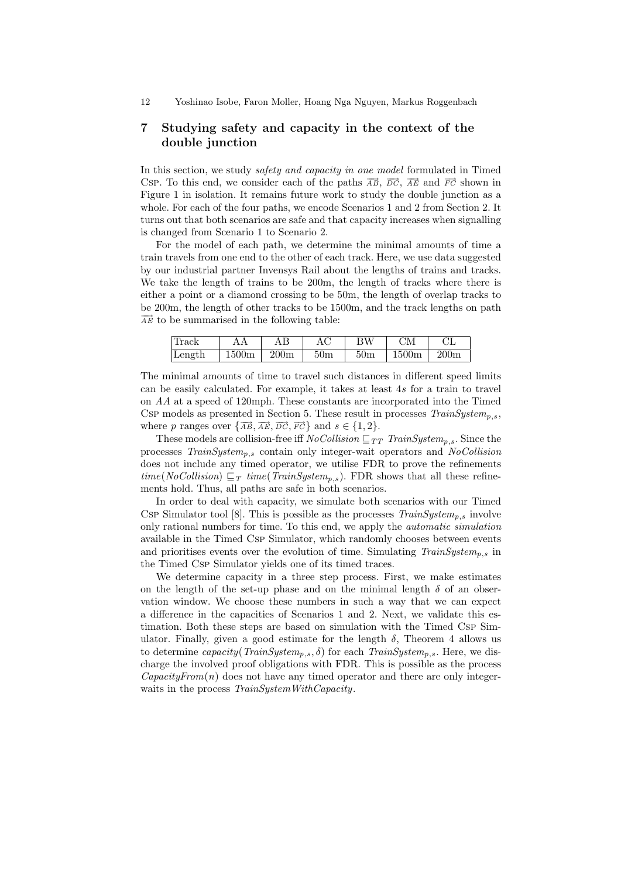## 7 Studying safety and capacity in the context of the double junction

In this section, we study *safety and capacity in one model* formulated in Timed Csp. To this end, we consider each of the paths $\overrightarrow{AB}$, $\overrightarrow{DC}$, $\overrightarrow{AE}$ and $\overrightarrow{FC}$ shown in Figure 1 in isolation. It remains future work to study the double junction as a whole. For each of the four paths, we encode Scenarios 1 and 2 from Section 2. It turns out that both scenarios are safe and that capacity increases when signalling is changed from Scenario 1 to Scenario 2.

For the model of each path, we determine the minimal amounts of time a train travels from one end to the other of each track. Here, we use data suggested by our industrial partner Invensys Rail about the lengths of trains and tracks. We take the length of trains to be 200m, the length of tracks where there is either a point or a diamond crossing to be 50m, the length of overlap tracks to be 200m, the length of other tracks to be 1500m, and the track lengths on path $\overrightarrow{AE}$ to be summarised in the following table:

| Track | AA | AB | AC | BW | CM | CL |
|---|---|---|---|---|---|---|
| Length | 1500m | 200m | 50m | 50m | 1500m | 200m |

The minimal amounts of time to travel such distances in different speed limits can be easily calculated. For example, it takes at least $4s$ for a train to travel on $AA$ at a speed of 120mph. These constants are incorporated into the Timed Csp models as presented in Section 5. These result in processes $TrainSystem_{p,s}$, where $p$ ranges over $\{\overrightarrow{AB}, \overrightarrow{AE}, \overrightarrow{DC}, \overrightarrow{FC}\}$ and $s \in \{1, 2\}$.

These models are collision-free iff $NoCollision \sqsubseteq_{TT} TrainSystem_{p,s}$. Since the processes $TrainSystem_{p,s}$ contain only integer-wait operators and $NoCollision$ does not include any timed operator, we utilise FDR to prove the refinements $time(NoCollision) \sqsubseteq_{T} time(TrainSystem_{p,s})$. FDR shows that all these refinements hold. Thus, all paths are safe in both scenarios.

In order to deal with capacity, we simulate both scenarios with our Timed Csp Simulator tool [8]. This is possible as the processes $TrainSystem_{p,s}$ involve only rational numbers for time. To this end, we apply the *automatic simulation* available in the Timed Csp Simulator, which randomly chooses between events and prioritises events over the evolution of time. Simulating $TrainSystem_{p,s}$ in the Timed Csp Simulator yields one of its timed traces.

We determine capacity in a three step process. First, we make estimates on the length of the set-up phase and on the minimal length $\delta$ of an observation window. We choose these numbers in such a way that we can expect a difference in the capacities of Scenarios 1 and 2. Next, we validate this estimation. Both these steps are based on simulation with the Timed Csp Simulator. Finally, given a good estimate for the length $\delta$, Theorem 4 allows us to determine $capacity(TrainSystem_{p,s}, \delta)$ for each $TrainSystem_{p,s}$. Here, we discharge the involved proof obligations with FDR. This is possible as the process $CapacityFrom(n)$ does not have any timed operator and there are only integer-waits in the process $TrainSystemWithCapacity$.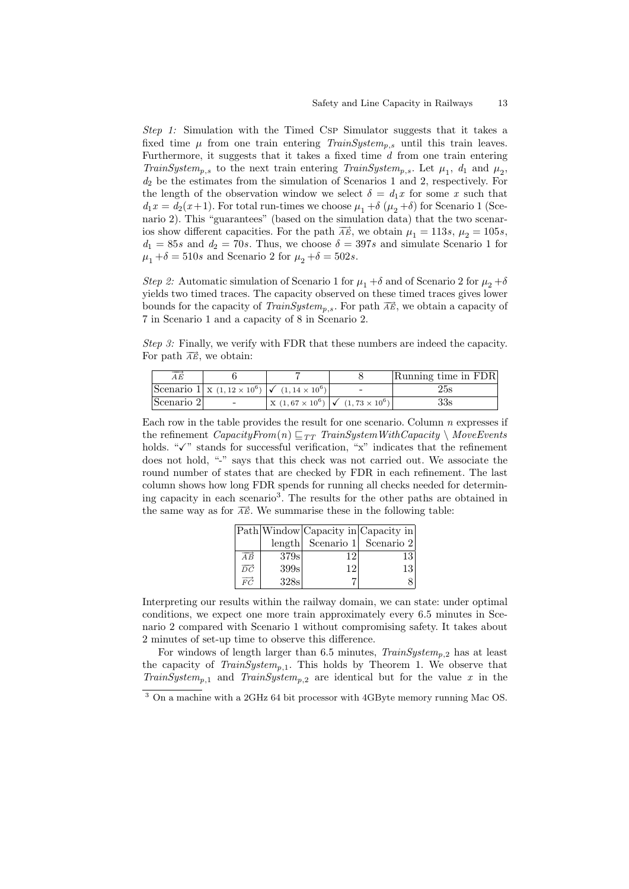*Step 1:* Simulation with the Timed CSP Simulator suggests that it takes a fixed time $\mu$ from one train entering $TrainSystem_{p,s}$ until this train leaves. Furthermore, it suggests that it takes a fixed time $d$ from one train entering $TrainSystem_{p,s}$ to the next train entering $TrainSystem_{p,s}$. Let $\mu_1$, $d_1$ and $\mu_2$, $d_2$ be the estimates from the simulation of Scenarios 1 and 2, respectively. For the length of the observation window we select $\delta = d_1 x$ for some $x$ such that $d_1 x = d_2(x+1)$. For total run-times we choose $\mu_1 + \delta$ ($\mu_2 + \delta$) for Scenario 1 (Scenario 2). This "guarantees" (based on the simulation data) that the two scenarios show different capacities. For the path $\overrightarrow{AE}$, we obtain $\mu_1 = 113s$, $\mu_2 = 105s$, $d_1 = 85s$ and $d_2 = 70s$. Thus, we choose $\delta = 397s$ and simulate Scenario 1 for $\mu_1 + \delta = 510s$ and Scenario 2 for $\mu_2 + \delta = 502s$.

*Step 2:* Automatic simulation of Scenario 1 for $\mu_1 + \delta$ and of Scenario 2 for $\mu_2 + \delta$ yields two timed traces. The capacity observed on these timed traces gives lower bounds for the capacity of $TrainSystem_{p,s}$. For path $\overrightarrow{AE}$, we obtain a capacity of 7 in Scenario 1 and a capacity of 8 in Scenario 2.

*Step 3:* Finally, we verify with FDR that these numbers are indeed the capacity. For path $\overrightarrow{AE}$, we obtain:

| $\overrightarrow{AE}$ | 6 | 7 | 8 | Running time in FDR |
|---|---|---|---|---|
| Scenario 1 | x $(1,12 \times 10^6)$ | ✓ $(1,14 \times 10^6)$ | - | 25s |
| Scenario 2 | - | x $(1,67 \times 10^6)$ | ✓ $(1,73 \times 10^6)$ | 33s |

Each row in the table provides the result for one scenario. Column $n$ expresses if the refinement $CapacityFrom(n) \sqsubseteq_{TT} TrainSystemWithCapacity \setminus MoveEvents$ holds. "✓" stands for successful verification, "x" indicates that the refinement does not hold, "-" says that this check was not carried out. We associate the round number of states that are checked by FDR in each refinement. The last column shows how long FDR spends for running all checks needed for determining capacity in each scenario[3]. The results for the other paths are obtained in the same way as for $\overrightarrow{AE}$. We summarise these in the following table:

| Path | Window length | Capacity in Scenario 1 | Capacity in Scenario 2 |
|---|---|---|---|
| $\overrightarrow{AB}$ | 379s | 12 | 13 |
| $\overrightarrow{DC}$ | 399s | 12 | 13 |
| $\overrightarrow{FC}$ | 328s | 7 | 8 |

Interpreting our results within the railway domain, we can state: under optimal conditions, we expect one more train approximately every 6.5 minutes in Scenario 2 compared with Scenario 1 without compromising safety. It takes about 2 minutes of set-up time to observe this difference.

For windows of length larger than 6.5 minutes, $TrainSystem_{p,2}$ has at least the capacity of $TrainSystem_{p,1}$. This holds by Theorem 1. We observe that $TrainSystem_{p,1}$ and $TrainSystem_{p,2}$ are identical but for the value $x$ in the

[3] On a machine with a 2GHz 64 bit processor with 4GByte memory running Mac OS.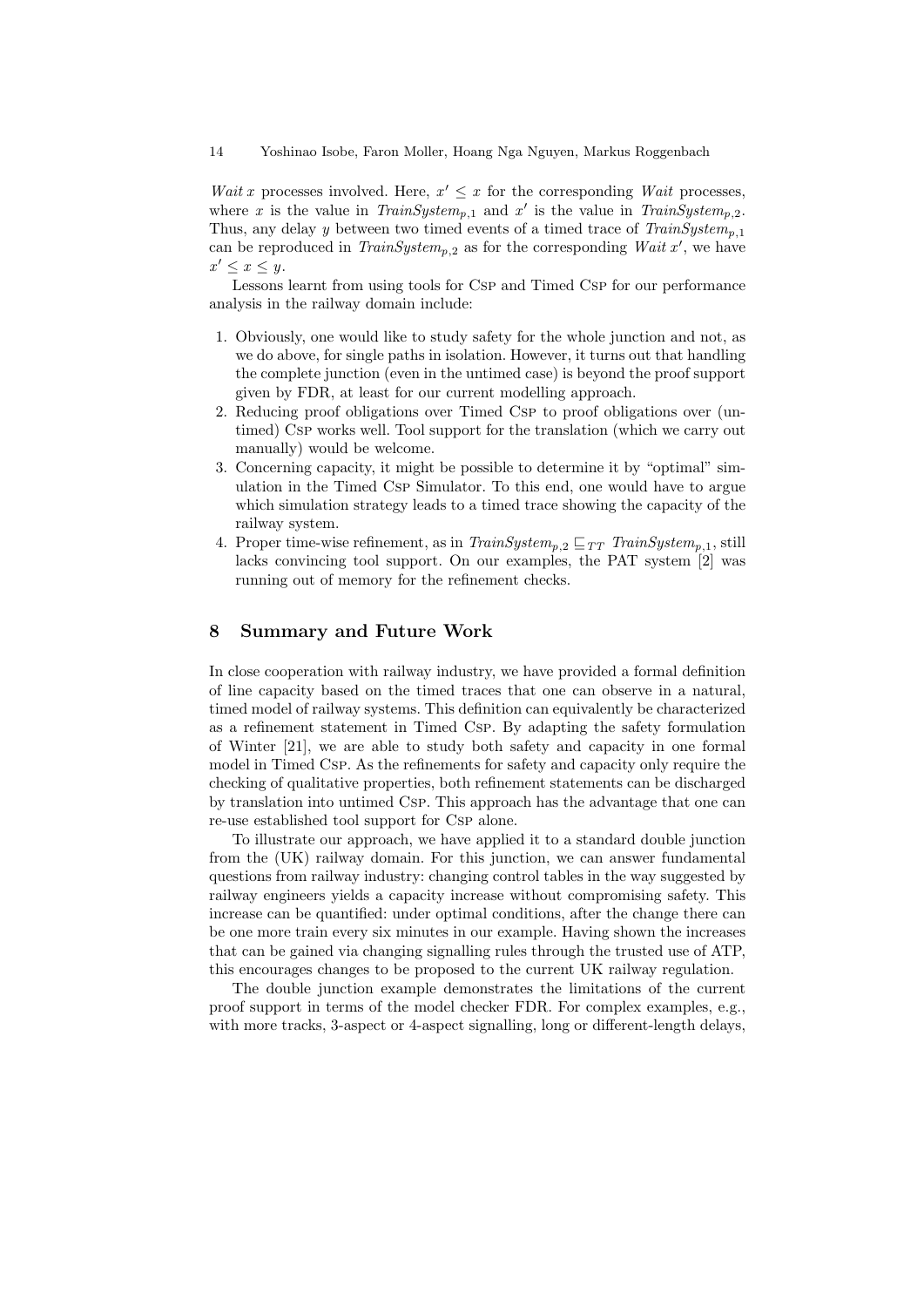*Wait* $x$ processes involved. Here, $x' \leq x$ for the corresponding *Wait* processes, where $x$ is the value in $TrainSystem_{p,1}$ and $x'$ is the value in $TrainSystem_{p,2}$. Thus, any delay $y$ between two timed events of a timed trace of $TrainSystem_{p,1}$ can be reproduced in $TrainSystem_{p,2}$ as for the corresponding *Wait* $x'$, we have $x' \leq x \leq y$.

Lessons learnt from using tools for Csp and Timed Csp for our performance analysis in the railway domain include:

1. Obviously, one would like to study safety for the whole junction and not, as we do above, for single paths in isolation. However, it turns out that handling the complete junction (even in the untimed case) is beyond the proof support given by FDR, at least for our current modelling approach.
2. Reducing proof obligations over Timed Csp to proof obligations over (untimed) Csp works well. Tool support for the translation (which we carry out manually) would be welcome.
3. Concerning capacity, it might be possible to determine it by "optimal" simulation in the Timed Csp Simulator. To this end, one would have to argue which simulation strategy leads to a timed trace showing the capacity of the railway system.
4. Proper time-wise refinement, as in $TrainSystem_{p,2} \sqsubseteq_{TT} TrainSystem_{p,1}$, still lacks convincing tool support. On our examples, the PAT system [2] was running out of memory for the refinement checks.

## 8 Summary and Future Work

In close cooperation with railway industry, we have provided a formal definition of line capacity based on the timed traces that one can observe in a natural, timed model of railway systems. This definition can equivalently be characterized as a refinement statement in Timed Csp. By adapting the safety formulation of Winter [21], we are able to study both safety and capacity in one formal model in Timed Csp. As the refinements for safety and capacity only require the checking of qualitative properties, both refinement statements can be discharged by translation into untimed Csp. This approach has the advantage that one can re-use established tool support for Csp alone.

To illustrate our approach, we have applied it to a standard double junction from the (UK) railway domain. For this junction, we can answer fundamental questions from railway industry: changing control tables in the way suggested by railway engineers yields a capacity increase without compromising safety. This increase can be quantified: under optimal conditions, after the change there can be one more train every six minutes in our example. Having shown the increases that can be gained via changing signalling rules through the trusted use of ATP, this encourages changes to be proposed to the current UK railway regulation.

The double junction example demonstrates the limitations of the current proof support in terms of the model checker FDR. For complex examples, e.g., with more tracks, 3-aspect or 4-aspect signalling, long or different-length delays,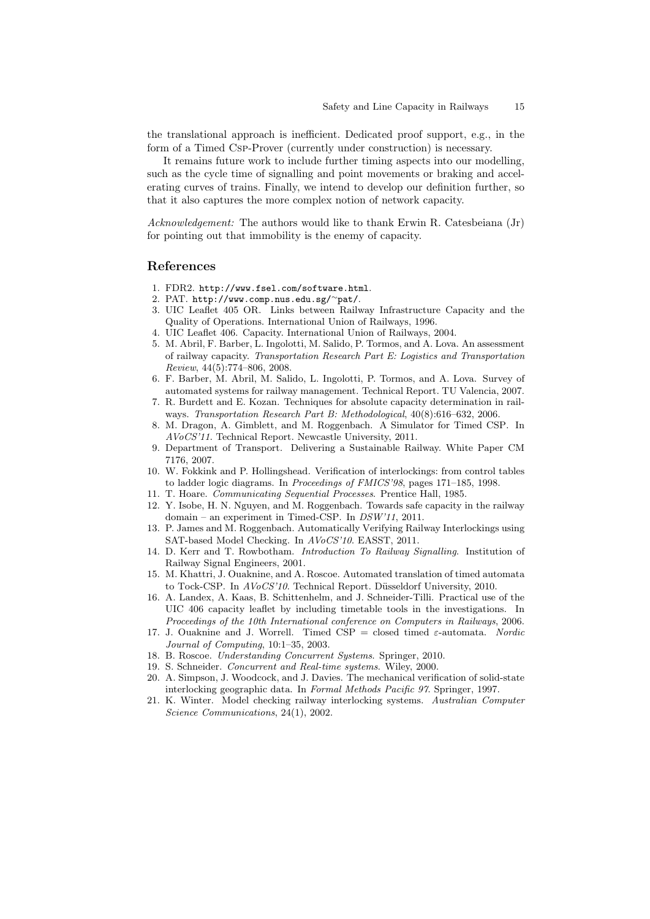the translational approach is inefficient. Dedicated proof support, e.g., in the form of a Timed Csp-Prover (currently under construction) is necessary.

It remains future work to include further timing aspects into our modelling, such as the cycle time of signalling and point movements or braking and accelerating curves of trains. Finally, we intend to develop our definition further, so that it also captures the more complex notion of network capacity.

*Acknowledgement:* The authors would like to thank Erwin R. Catesbeiana (Jr) for pointing out that immobility is the enemy of capacity.

## References

1. FDR2. `http://www.fsel.com/software.html`.
2. PAT. `http://www.comp.nus.edu.sg/~pat/`.
3. UIC Leaflet 405 OR. Links between Railway Infrastructure Capacity and the Quality of Operations. International Union of Railways, 1996.
4. UIC Leaflet 406. Capacity. International Union of Railways, 2004.
5. M. Abril, F. Barber, L. Ingolotti, M. Salido, P. Tormos, and A. Lova. An assessment of railway capacity. *Transportation Research Part E: Logistics and Transportation Review*, 44(5):774–806, 2008.
6. F. Barber, M. Abril, M. Salido, L. Ingolotti, P. Tormos, and A. Lova. Survey of automated systems for railway management. Technical Report. TU Valencia, 2007.
7. R. Burdett and E. Kozan. Techniques for absolute capacity determination in railways. *Transportation Research Part B: Methodological*, 40(8):616–632, 2006.
8. M. Dragon, A. Gimblett, and M. Roggenbach. A Simulator for Timed CSP. In *AVoCS'11*. Technical Report. Newcastle University, 2011.
9. Department of Transport. Delivering a Sustainable Railway. White Paper CM 7176, 2007.
10. W. Fokkink and P. Hollingshead. Verification of interlockings: from control tables to ladder logic diagrams. In *Proceedings of FMICS'98*, pages 171–185, 1998.
11. T. Hoare. *Communicating Sequential Processes*. Prentice Hall, 1985.
12. Y. Isobe, H. N. Nguyen, and M. Roggenbach. Towards safe capacity in the railway domain – an experiment in Timed-CSP. In *DSW'11*, 2011.
13. P. James and M. Roggenbach. Automatically Verifying Railway Interlockings using SAT-based Model Checking. In *AVoCS'10*. EASST, 2011.
14. D. Kerr and T. Rowbotham. *Introduction To Railway Signalling*. Institution of Railway Signal Engineers, 2001.
15. M. Khattri, J. Ouaknine, and A. Roscoe. Automated translation of timed automata to Tock-CSP. In *AVoCS'10*. Technical Report. Düsseldorf University, 2010.
16. A. Landex, A. Kaas, B. Schittenhelm, and J. Schneider-Tilli. Practical use of the UIC 406 capacity leaflet by including timetable tools in the investigations. In *Proceedings of the 10th International conference on Computers in Railways*, 2006.
17. J. Ouaknine and J. Worrell. Timed CSP = closed timed $\varepsilon$-automata. *Nordic Journal of Computing*, 10:1–35, 2003.
18. B. Roscoe. *Understanding Concurrent Systems*. Springer, 2010.
19. S. Schneider. *Concurrent and Real-time systems*. Wiley, 2000.
20. A. Simpson, J. Woodcock, and J. Davies. The mechanical verification of solid-state interlocking geographic data. In *Formal Methods Pacific 97*. Springer, 1997.
21. K. Winter. Model checking railway interlocking systems. *Australian Computer Science Communications*, 24(1), 2002.